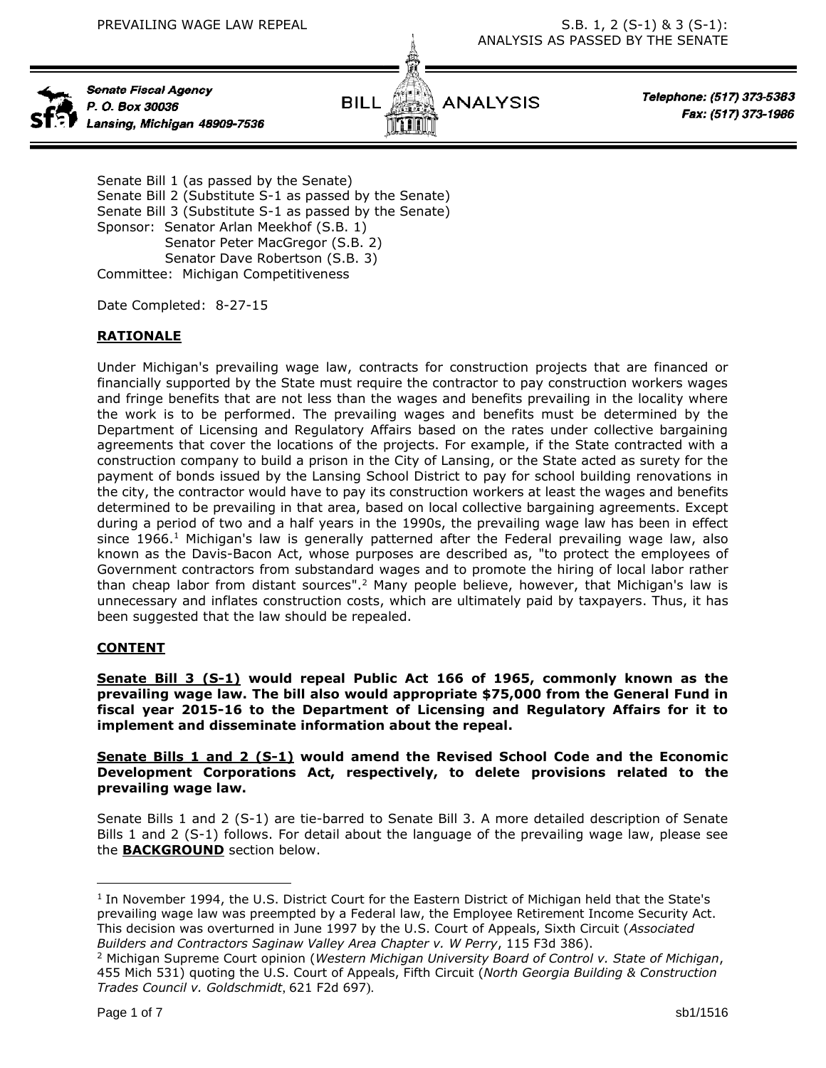PREVAILING WAGE LAW REPEAL

S.B. 1, 2 (S-1) & 3 (S-1): ANALYSIS AS PASSED BY THE SENATE

Senate Fiscal Agency
P. O. Box 30036
Lansing, Michigan 48909-7536

BILL ANALYSIS

Telephone: (517) 373-5383
Fax: (517) 373-1986

Senate Bill 1 (as passed by the Senate)
Senate Bill 2 (Substitute S-1 as passed by the Senate)
Senate Bill 3 (Substitute S-1 as passed by the Senate)
Sponsor: Senator Arlan Meekhof (S.B. 1)
Senator Peter MacGregor (S.B. 2)
Senator Dave Robertson (S.B. 3)
Committee: Michigan Competitiveness

Date Completed: 8-27-15

## RATIONALE

Under Michigan's prevailing wage law, contracts for construction projects that are financed or financially supported by the State must require the contractor to pay construction workers wages and fringe benefits that are not less than the wages and benefits prevailing in the locality where the work is to be performed. The prevailing wages and benefits must be determined by the Department of Licensing and Regulatory Affairs based on the rates under collective bargaining agreements that cover the locations of the projects. For example, if the State contracted with a construction company to build a prison in the City of Lansing, or the State acted as surety for the payment of bonds issued by the Lansing School District to pay for school building renovations in the city, the contractor would have to pay its construction workers at least the wages and benefits determined to be prevailing in that area, based on local collective bargaining agreements. Except during a period of two and a half years in the 1990s, the prevailing wage law has been in effect since 1966.[1] Michigan's law is generally patterned after the Federal prevailing wage law, also known as the Davis-Bacon Act, whose purposes are described as, "to protect the employees of Government contractors from substandard wages and to promote the hiring of local labor rather than cheap labor from distant sources".[2] Many people believe, however, that Michigan's law is unnecessary and inflates construction costs, which are ultimately paid by taxpayers. Thus, it has been suggested that the law should be repealed.

## CONTENT

**Senate Bill 3 (S-1) would repeal Public Act 166 of 1965, commonly known as the prevailing wage law. The bill also would appropriate $75,000 from the General Fund in fiscal year 2015-16 to the Department of Licensing and Regulatory Affairs for it to implement and disseminate information about the repeal.**

**Senate Bills 1 and 2 (S-1) would amend the Revised School Code and the Economic Development Corporations Act, respectively, to delete provisions related to the prevailing wage law.**

Senate Bills 1 and 2 (S-1) are tie-barred to Senate Bill 3. A more detailed description of Senate Bills 1 and 2 (S-1) follows. For detail about the language of the prevailing wage law, please see the **BACKGROUND** section below.

---

[1] In November 1994, the U.S. District Court for the Eastern District of Michigan held that the State's prevailing wage law was preempted by a Federal law, the Employee Retirement Income Security Act. This decision was overturned in June 1997 by the U.S. Court of Appeals, Sixth Circuit (*Associated Builders and Contractors Saginaw Valley Area Chapter v. W Perry*, 115 F3d 386).

[2] Michigan Supreme Court opinion (*Western Michigan University Board of Control v. State of Michigan*, 455 Mich 531) quoting the U.S. Court of Appeals, Fifth Circuit (*North Georgia Building & Construction Trades Council v. Goldschmidt*, 621 F2d 697).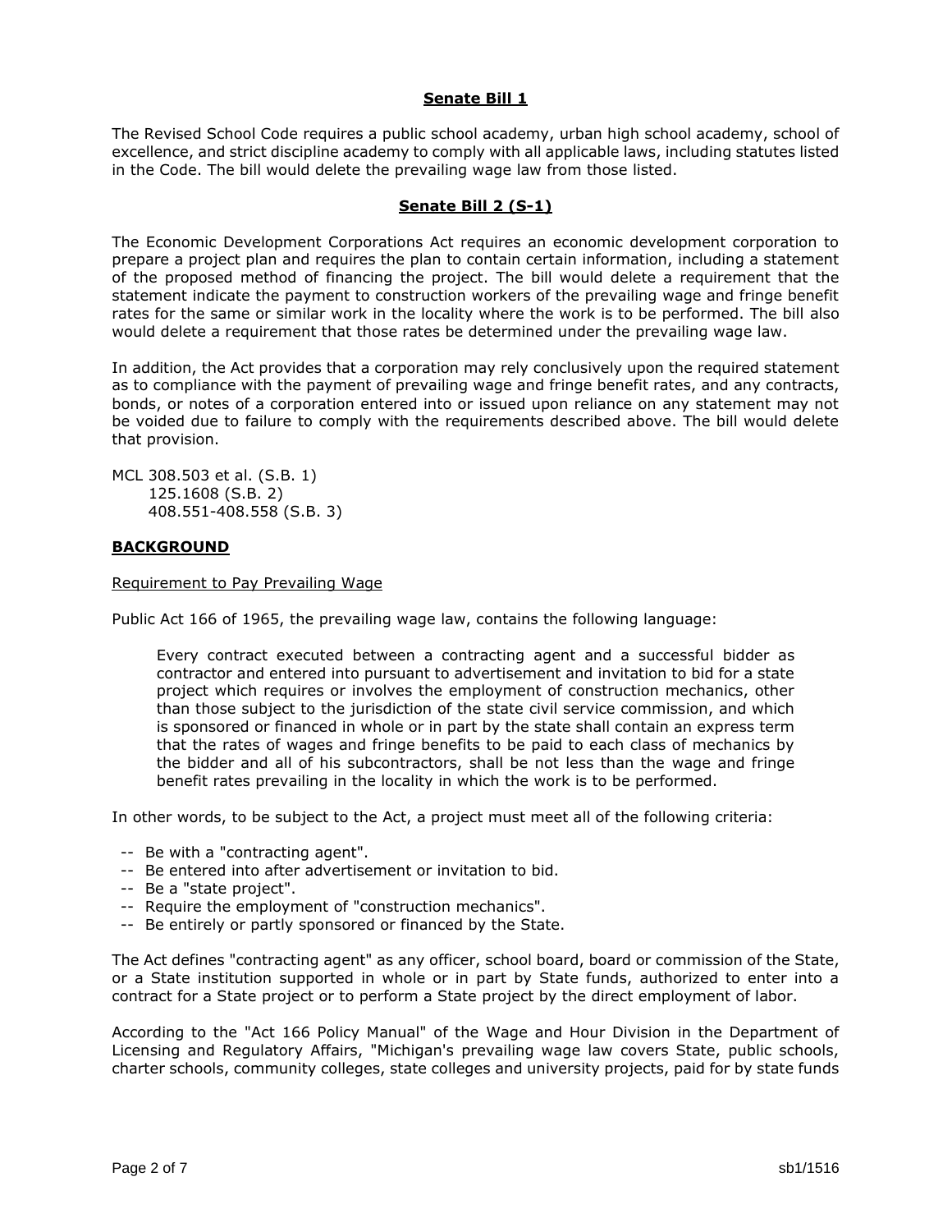**Senate Bill 1**

The Revised School Code requires a public school academy, urban high school academy, school of excellence, and strict discipline academy to comply with all applicable laws, including statutes listed in the Code. The bill would delete the prevailing wage law from those listed.

**Senate Bill 2 (S-1)**

The Economic Development Corporations Act requires an economic development corporation to prepare a project plan and requires the plan to contain certain information, including a statement of the proposed method of financing the project. The bill would delete a requirement that the statement indicate the payment to construction workers of the prevailing wage and fringe benefit rates for the same or similar work in the locality where the work is to be performed. The bill also would delete a requirement that those rates be determined under the prevailing wage law.

In addition, the Act provides that a corporation may rely conclusively upon the required statement as to compliance with the payment of prevailing wage and fringe benefit rates, and any contracts, bonds, or notes of a corporation entered into or issued upon reliance on any statement may not be voided due to failure to comply with the requirements described above. The bill would delete that provision.

MCL 308.503 et al. (S.B. 1)
125.1608 (S.B. 2)
408.551-408.558 (S.B. 3)

**BACKGROUND**

Requirement to Pay Prevailing Wage

Public Act 166 of 1965, the prevailing wage law, contains the following language:

> Every contract executed between a contracting agent and a successful bidder as contractor and entered into pursuant to advertisement and invitation to bid for a state project which requires or involves the employment of construction mechanics, other than those subject to the jurisdiction of the state civil service commission, and which is sponsored or financed in whole or in part by the state shall contain an express term that the rates of wages and fringe benefits to be paid to each class of mechanics by the bidder and all of his subcontractors, shall be not less than the wage and fringe benefit rates prevailing in the locality in which the work is to be performed.

In other words, to be subject to the Act, a project must meet all of the following criteria:

- Be with a "contracting agent".
- Be entered into after advertisement or invitation to bid.
- Be a "state project".
- Require the employment of "construction mechanics".
- Be entirely or partly sponsored or financed by the State.

The Act defines "contracting agent" as any officer, school board, board or commission of the State, or a State institution supported in whole or in part by State funds, authorized to enter into a contract for a State project or to perform a State project by the direct employment of labor.

According to the "Act 166 Policy Manual" of the Wage and Hour Division in the Department of Licensing and Regulatory Affairs, "Michigan's prevailing wage law covers State, public schools, charter schools, community colleges, state colleges and university projects, paid for by state funds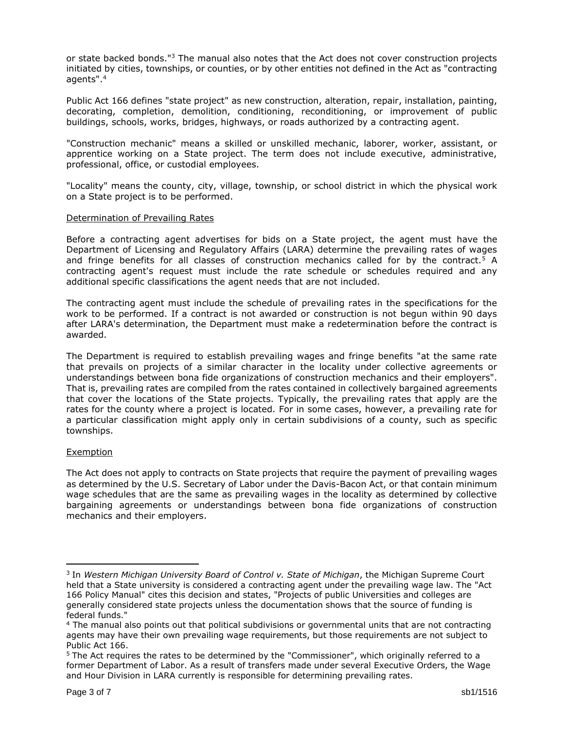or state backed bonds."[3] The manual also notes that the Act does not cover construction projects initiated by cities, townships, or counties, or by other entities not defined in the Act as "contracting agents".[4]

Public Act 166 defines "state project" as new construction, alteration, repair, installation, painting, decorating, completion, demolition, conditioning, reconditioning, or improvement of public buildings, schools, works, bridges, highways, or roads authorized by a contracting agent.

"Construction mechanic" means a skilled or unskilled mechanic, laborer, worker, assistant, or apprentice working on a State project. The term does not include executive, administrative, professional, office, or custodial employees.

"Locality" means the county, city, village, township, or school district in which the physical work on a State project is to be performed.

Determination of Prevailing Rates

Before a contracting agent advertises for bids on a State project, the agent must have the Department of Licensing and Regulatory Affairs (LARA) determine the prevailing rates of wages and fringe benefits for all classes of construction mechanics called for by the contract.[5] A contracting agent's request must include the rate schedule or schedules required and any additional specific classifications the agent needs that are not included.

The contracting agent must include the schedule of prevailing rates in the specifications for the work to be performed. If a contract is not awarded or construction is not begun within 90 days after LARA's determination, the Department must make a redetermination before the contract is awarded.

The Department is required to establish prevailing wages and fringe benefits "at the same rate that prevails on projects of a similar character in the locality under collective agreements or understandings between bona fide organizations of construction mechanics and their employers". That is, prevailing rates are compiled from the rates contained in collectively bargained agreements that cover the locations of the State projects. Typically, the prevailing rates that apply are the rates for the county where a project is located. For in some cases, however, a prevailing rate for a particular classification might apply only in certain subdivisions of a county, such as specific townships.

Exemption

The Act does not apply to contracts on State projects that require the payment of prevailing wages as determined by the U.S. Secretary of Labor under the Davis-Bacon Act, or that contain minimum wage schedules that are the same as prevailing wages in the locality as determined by collective bargaining agreements or understandings between bona fide organizations of construction mechanics and their employers.

---

[3] In *Western Michigan University Board of Control v. State of Michigan*, the Michigan Supreme Court held that a State university is considered a contracting agent under the prevailing wage law. The "Act 166 Policy Manual" cites this decision and states, "Projects of public Universities and colleges are generally considered state projects unless the documentation shows that the source of funding is federal funds."

[4] The manual also points out that political subdivisions or governmental units that are not contracting agents may have their own prevailing wage requirements, but those requirements are not subject to Public Act 166.

[5] The Act requires the rates to be determined by the "Commissioner", which originally referred to a former Department of Labor. As a result of transfers made under several Executive Orders, the Wage and Hour Division in LARA currently is responsible for determining prevailing rates.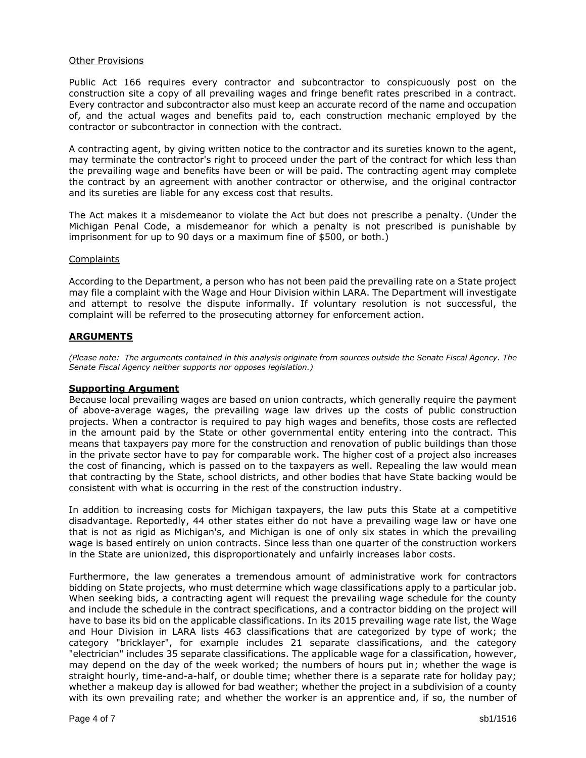Other Provisions

Public Act 166 requires every contractor and subcontractor to conspicuously post on the construction site a copy of all prevailing wages and fringe benefit rates prescribed in a contract. Every contractor and subcontractor also must keep an accurate record of the name and occupation of, and the actual wages and benefits paid to, each construction mechanic employed by the contractor or subcontractor in connection with the contract.

A contracting agent, by giving written notice to the contractor and its sureties known to the agent, may terminate the contractor's right to proceed under the part of the contract for which less than the prevailing wage and benefits have been or will be paid. The contracting agent may complete the contract by an agreement with another contractor or otherwise, and the original contractor and its sureties are liable for any excess cost that results.

The Act makes it a misdemeanor to violate the Act but does not prescribe a penalty. (Under the Michigan Penal Code, a misdemeanor for which a penalty is not prescribed is punishable by imprisonment for up to 90 days or a maximum fine of $500, or both.)

Complaints

According to the Department, a person who has not been paid the prevailing rate on a State project may file a complaint with the Wage and Hour Division within LARA. The Department will investigate and attempt to resolve the dispute informally. If voluntary resolution is not successful, the complaint will be referred to the prosecuting attorney for enforcement action.

## ARGUMENTS

*(Please note: The arguments contained in this analysis originate from sources outside the Senate Fiscal Agency. The Senate Fiscal Agency neither supports nor opposes legislation.)*

### Supporting Argument

Because local prevailing wages are based on union contracts, which generally require the payment of above-average wages, the prevailing wage law drives up the costs of public construction projects. When a contractor is required to pay high wages and benefits, those costs are reflected in the amount paid by the State or other governmental entity entering into the contract. This means that taxpayers pay more for the construction and renovation of public buildings than those in the private sector have to pay for comparable work. The higher cost of a project also increases the cost of financing, which is passed on to the taxpayers as well. Repealing the law would mean that contracting by the State, school districts, and other bodies that have State backing would be consistent with what is occurring in the rest of the construction industry.

In addition to increasing costs for Michigan taxpayers, the law puts this State at a competitive disadvantage. Reportedly, 44 other states either do not have a prevailing wage law or have one that is not as rigid as Michigan's, and Michigan is one of only six states in which the prevailing wage is based entirely on union contracts. Since less than one quarter of the construction workers in the State are unionized, this disproportionately and unfairly increases labor costs.

Furthermore, the law generates a tremendous amount of administrative work for contractors bidding on State projects, who must determine which wage classifications apply to a particular job. When seeking bids, a contracting agent will request the prevailing wage schedule for the county and include the schedule in the contract specifications, and a contractor bidding on the project will have to base its bid on the applicable classifications. In its 2015 prevailing wage rate list, the Wage and Hour Division in LARA lists 463 classifications that are categorized by type of work; the category "bricklayer", for example includes 21 separate classifications, and the category "electrician" includes 35 separate classifications. The applicable wage for a classification, however, may depend on the day of the week worked; the numbers of hours put in; whether the wage is straight hourly, time-and-a-half, or double time; whether there is a separate rate for holiday pay; whether a makeup day is allowed for bad weather; whether the project in a subdivision of a county with its own prevailing rate; and whether the worker is an apprentice and, if so, the number of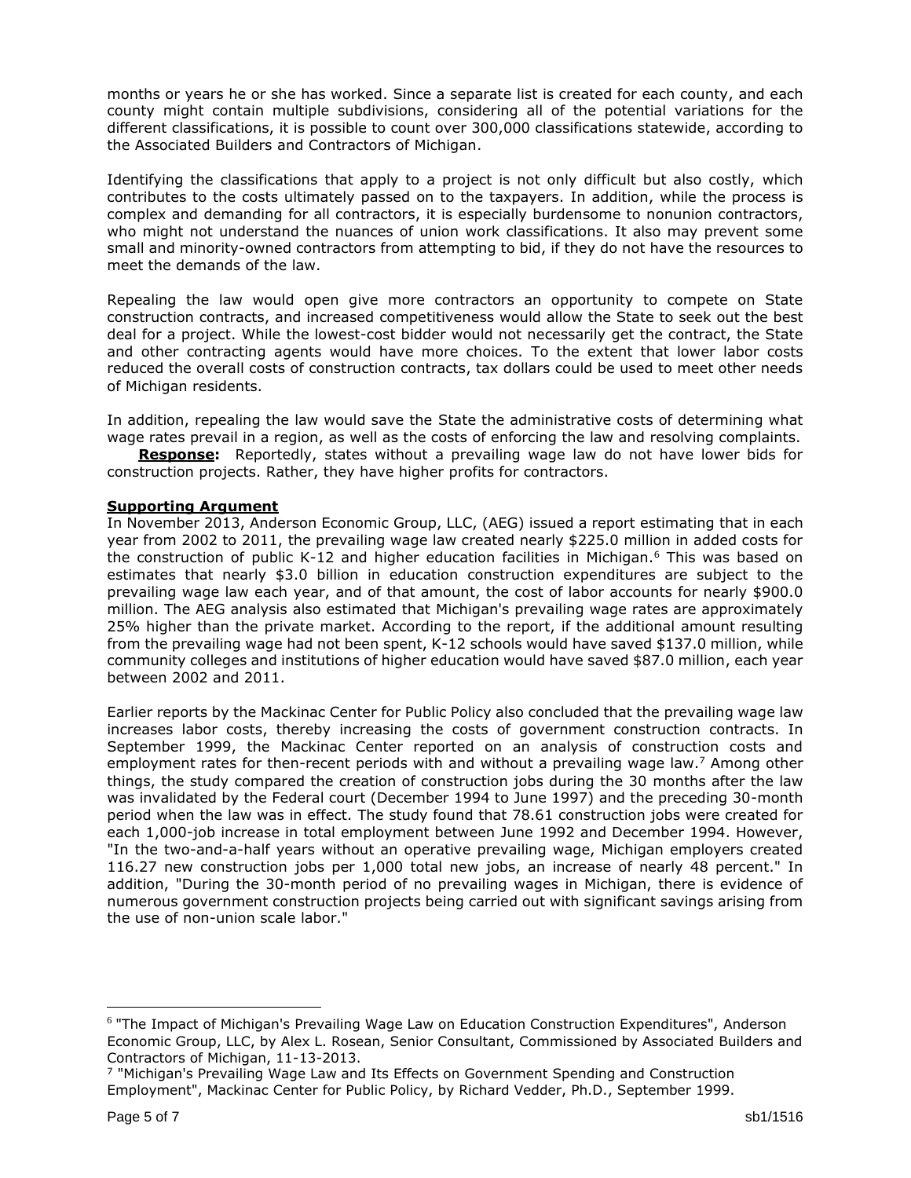months or years he or she has worked. Since a separate list is created for each county, and each county might contain multiple subdivisions, considering all of the potential variations for the different classifications, it is possible to count over 300,000 classifications statewide, according to the Associated Builders and Contractors of Michigan.

Identifying the classifications that apply to a project is not only difficult but also costly, which contributes to the costs ultimately passed on to the taxpayers. In addition, while the process is complex and demanding for all contractors, it is especially burdensome to nonunion contractors, who might not understand the nuances of union work classifications. It also may prevent some small and minority-owned contractors from attempting to bid, if they do not have the resources to meet the demands of the law.

Repealing the law would open give more contractors an opportunity to compete on State construction contracts, and increased competitiveness would allow the State to seek out the best deal for a project. While the lowest-cost bidder would not necessarily get the contract, the State and other contracting agents would have more choices. To the extent that lower labor costs reduced the overall costs of construction contracts, tax dollars could be used to meet other needs of Michigan residents.

In addition, repealing the law would save the State the administrative costs of determining what wage rates prevail in a region, as well as the costs of enforcing the law and resolving complaints.

**Response:** Reportedly, states without a prevailing wage law do not have lower bids for construction projects. Rather, they have higher profits for contractors.

**Supporting Argument**

In November 2013, Anderson Economic Group, LLC, (AEG) issued a report estimating that in each year from 2002 to 2011, the prevailing wage law created nearly $225.0 million in added costs for the construction of public K-12 and higher education facilities in Michigan.[6] This was based on estimates that nearly $3.0 billion in education construction expenditures are subject to the prevailing wage law each year, and of that amount, the cost of labor accounts for nearly $900.0 million. The AEG analysis also estimated that Michigan's prevailing wage rates are approximately 25% higher than the private market. According to the report, if the additional amount resulting from the prevailing wage had not been spent, K-12 schools would have saved $137.0 million, while community colleges and institutions of higher education would have saved $87.0 million, each year between 2002 and 2011.

Earlier reports by the Mackinac Center for Public Policy also concluded that the prevailing wage law increases labor costs, thereby increasing the costs of government construction contracts. In September 1999, the Mackinac Center reported on an analysis of construction costs and employment rates for then-recent periods with and without a prevailing wage law.[7] Among other things, the study compared the creation of construction jobs during the 30 months after the law was invalidated by the Federal court (December 1994 to June 1997) and the preceding 30-month period when the law was in effect. The study found that 78.61 construction jobs were created for each 1,000-job increase in total employment between June 1992 and December 1994. However, "In the two-and-a-half years without an operative prevailing wage, Michigan employers created 116.27 new construction jobs per 1,000 total new jobs, an increase of nearly 48 percent." In addition, "During the 30-month period of no prevailing wages in Michigan, there is evidence of numerous government construction projects being carried out with significant savings arising from the use of non-union scale labor."

---

[6] "The Impact of Michigan's Prevailing Wage Law on Education Construction Expenditures", Anderson Economic Group, LLC, by Alex L. Rosean, Senior Consultant, Commissioned by Associated Builders and Contractors of Michigan, 11-13-2013.

[7] "Michigan's Prevailing Wage Law and Its Effects on Government Spending and Construction Employment", Mackinac Center for Public Policy, by Richard Vedder, Ph.D., September 1999.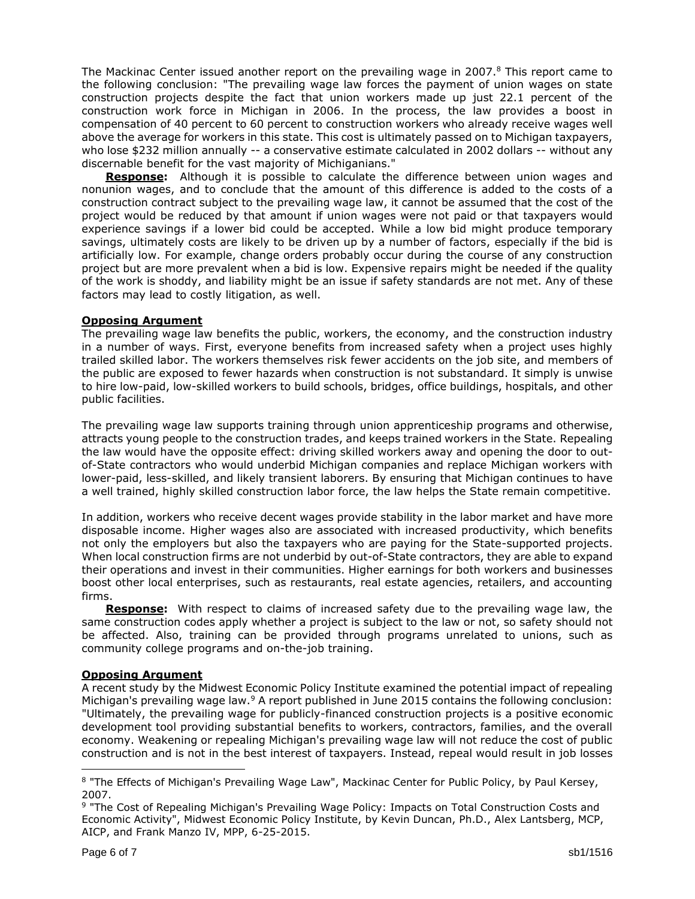The Mackinac Center issued another report on the prevailing wage in 2007.[8] This report came to the following conclusion: "The prevailing wage law forces the payment of union wages on state construction projects despite the fact that union workers made up just 22.1 percent of the construction work force in Michigan in 2006. In the process, the law provides a boost in compensation of 40 percent to 60 percent to construction workers who already receive wages well above the average for workers in this state. This cost is ultimately passed on to Michigan taxpayers, who lose $232 million annually -- a conservative estimate calculated in 2002 dollars -- without any discernable benefit for the vast majority of Michiganians."

**Response:** Although it is possible to calculate the difference between union wages and nonunion wages, and to conclude that the amount of this difference is added to the costs of a construction contract subject to the prevailing wage law, it cannot be assumed that the cost of the project would be reduced by that amount if union wages were not paid or that taxpayers would experience savings if a lower bid could be accepted. While a low bid might produce temporary savings, ultimately costs are likely to be driven up by a number of factors, especially if the bid is artificially low. For example, change orders probably occur during the course of any construction project but are more prevalent when a bid is low. Expensive repairs might be needed if the quality of the work is shoddy, and liability might be an issue if safety standards are not met. Any of these factors may lead to costly litigation, as well.

**Opposing Argument**

The prevailing wage law benefits the public, workers, the economy, and the construction industry in a number of ways. First, everyone benefits from increased safety when a project uses highly trailed skilled labor. The workers themselves risk fewer accidents on the job site, and members of the public are exposed to fewer hazards when construction is not substandard. It simply is unwise to hire low-paid, low-skilled workers to build schools, bridges, office buildings, hospitals, and other public facilities.

The prevailing wage law supports training through union apprenticeship programs and otherwise, attracts young people to the construction trades, and keeps trained workers in the State. Repealing the law would have the opposite effect: driving skilled workers away and opening the door to out-of-State contractors who would underbid Michigan companies and replace Michigan workers with lower-paid, less-skilled, and likely transient laborers. By ensuring that Michigan continues to have a well trained, highly skilled construction labor force, the law helps the State remain competitive.

In addition, workers who receive decent wages provide stability in the labor market and have more disposable income. Higher wages also are associated with increased productivity, which benefits not only the employers but also the taxpayers who are paying for the State-supported projects. When local construction firms are not underbid by out-of-State contractors, they are able to expand their operations and invest in their communities. Higher earnings for both workers and businesses boost other local enterprises, such as restaurants, real estate agencies, retailers, and accounting firms.

**Response:** With respect to claims of increased safety due to the prevailing wage law, the same construction codes apply whether a project is subject to the law or not, so safety should not be affected. Also, training can be provided through programs unrelated to unions, such as community college programs and on-the-job training.

**Opposing Argument**

A recent study by the Midwest Economic Policy Institute examined the potential impact of repealing Michigan's prevailing wage law.[9] A report published in June 2015 contains the following conclusion: "Ultimately, the prevailing wage for publicly-financed construction projects is a positive economic development tool providing substantial benefits to workers, contractors, families, and the overall economy. Weakening or repealing Michigan's prevailing wage law will not reduce the cost of public construction and is not in the best interest of taxpayers. Instead, repeal would result in job losses

---

[8] "The Effects of Michigan's Prevailing Wage Law", Mackinac Center for Public Policy, by Paul Kersey, 2007.

[9] "The Cost of Repealing Michigan's Prevailing Wage Policy: Impacts on Total Construction Costs and Economic Activity", Midwest Economic Policy Institute, by Kevin Duncan, Ph.D., Alex Lantsberg, MCP, AICP, and Frank Manzo IV, MPP, 6-25-2015.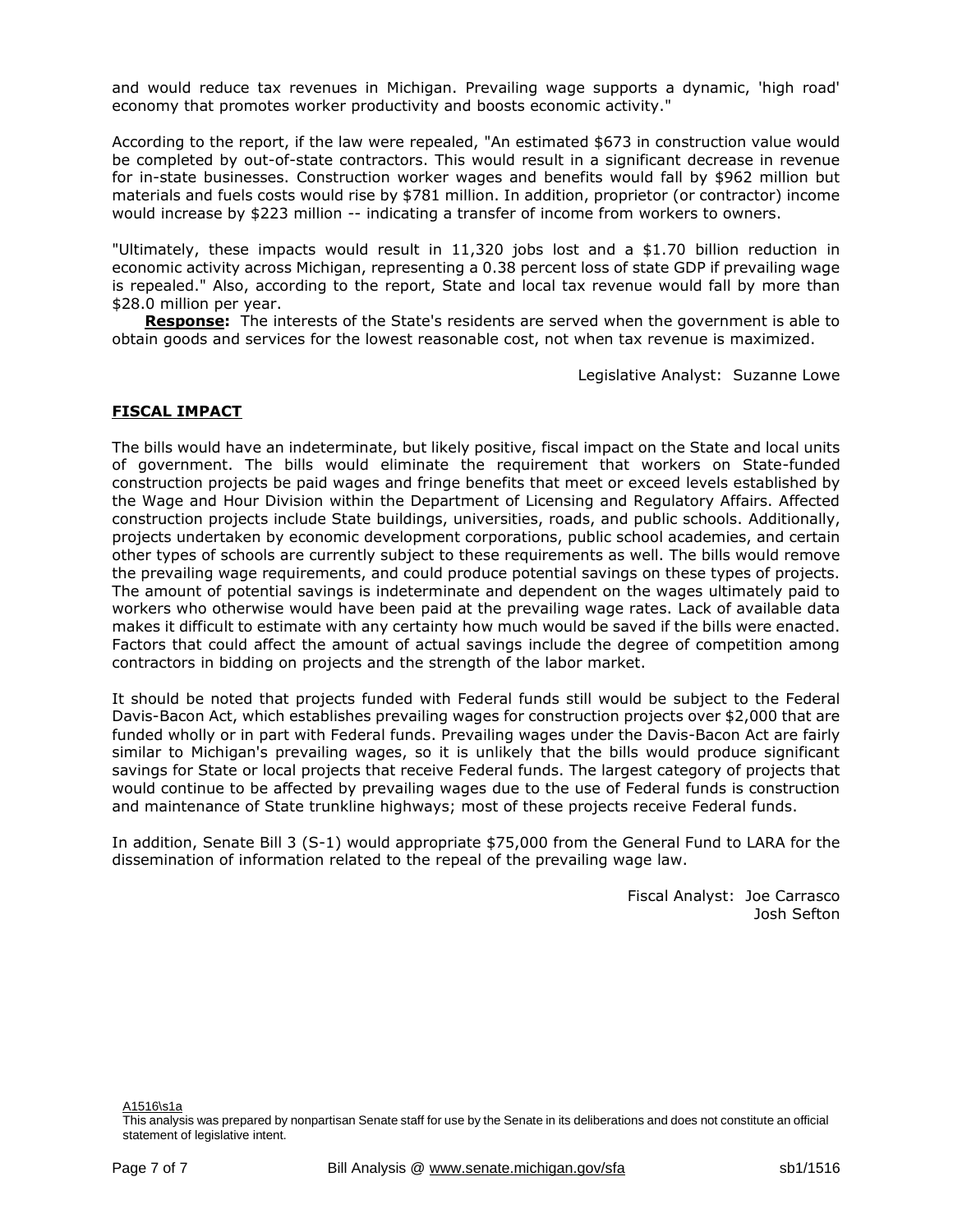and would reduce tax revenues in Michigan. Prevailing wage supports a dynamic, 'high road' economy that promotes worker productivity and boosts economic activity."

According to the report, if the law were repealed, "An estimated $673 in construction value would be completed by out-of-state contractors. This would result in a significant decrease in revenue for in-state businesses. Construction worker wages and benefits would fall by $962 million but materials and fuels costs would rise by $781 million. In addition, proprietor (or contractor) income would increase by $223 million -- indicating a transfer of income from workers to owners.

"Ultimately, these impacts would result in 11,320 jobs lost and a $1.70 billion reduction in economic activity across Michigan, representing a 0.38 percent loss of state GDP if prevailing wage is repealed." Also, according to the report, State and local tax revenue would fall by more than $28.0 million per year.

**Response:** The interests of the State's residents are served when the government is able to obtain goods and services for the lowest reasonable cost, not when tax revenue is maximized.

Legislative Analyst: Suzanne Lowe

## FISCAL IMPACT

The bills would have an indeterminate, but likely positive, fiscal impact on the State and local units of government. The bills would eliminate the requirement that workers on State-funded construction projects be paid wages and fringe benefits that meet or exceed levels established by the Wage and Hour Division within the Department of Licensing and Regulatory Affairs. Affected construction projects include State buildings, universities, roads, and public schools. Additionally, projects undertaken by economic development corporations, public school academies, and certain other types of schools are currently subject to these requirements as well. The bills would remove the prevailing wage requirements, and could produce potential savings on these types of projects. The amount of potential savings is indeterminate and dependent on the wages ultimately paid to workers who otherwise would have been paid at the prevailing wage rates. Lack of available data makes it difficult to estimate with any certainty how much would be saved if the bills were enacted. Factors that could affect the amount of actual savings include the degree of competition among contractors in bidding on projects and the strength of the labor market.

It should be noted that projects funded with Federal funds still would be subject to the Federal Davis-Bacon Act, which establishes prevailing wages for construction projects over $2,000 that are funded wholly or in part with Federal funds. Prevailing wages under the Davis-Bacon Act are fairly similar to Michigan's prevailing wages, so it is unlikely that the bills would produce significant savings for State or local projects that receive Federal funds. The largest category of projects that would continue to be affected by prevailing wages due to the use of Federal funds is construction and maintenance of State trunkline highways; most of these projects receive Federal funds.

In addition, Senate Bill 3 (S-1) would appropriate $75,000 from the General Fund to LARA for the dissemination of information related to the repeal of the prevailing wage law.

Fiscal Analyst: Joe Carrasco
Josh Sefton

A1516\s1a

This analysis was prepared by nonpartisan Senate staff for use by the Senate in its deliberations and does not constitute an official statement of legislative intent.